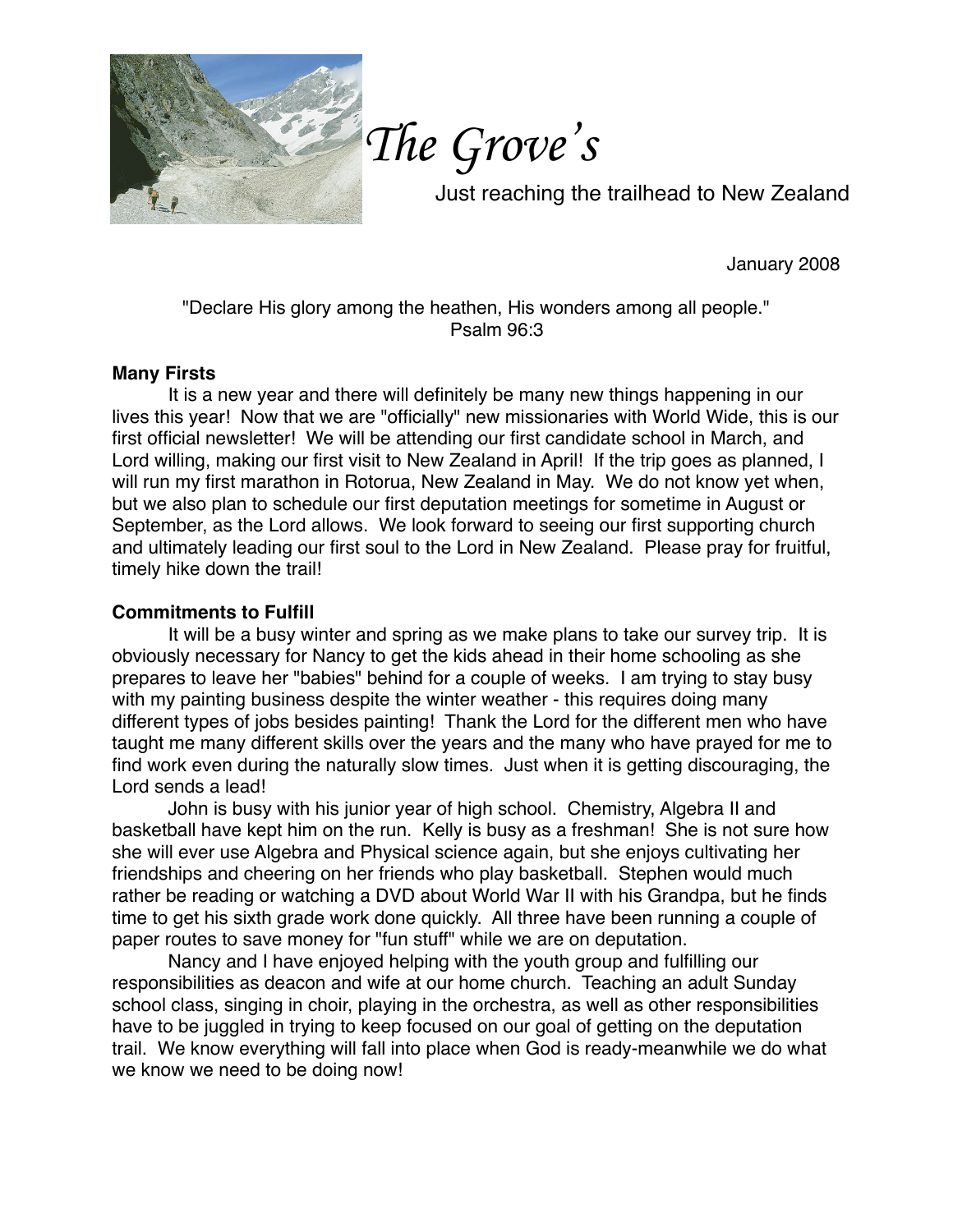# The Grove's

Just reaching the trailhead to New Zealand

January 2008

"Declare His glory among the heathen, His wonders among all people."
Psalm 96:3

**Many Firsts**

It is a new year and there will definitely be many new things happening in our lives this year! Now that we are "officially" new missionaries with World Wide, this is our first official newsletter! We will be attending our first candidate school in March, and Lord willing, making our first visit to New Zealand in April! If the trip goes as planned, I will run my first marathon in Rotorua, New Zealand in May. We do not know yet when, but we also plan to schedule our first deputation meetings for sometime in August or September, as the Lord allows. We look forward to seeing our first supporting church and ultimately leading our first soul to the Lord in New Zealand. Please pray for fruitful, timely hike down the trail!

**Commitments to Fulfill**

It will be a busy winter and spring as we make plans to take our survey trip. It is obviously necessary for Nancy to get the kids ahead in their home schooling as she prepares to leave her "babies" behind for a couple of weeks. I am trying to stay busy with my painting business despite the winter weather - this requires doing many different types of jobs besides painting! Thank the Lord for the different men who have taught me many different skills over the years and the many who have prayed for me to find work even during the naturally slow times. Just when it is getting discouraging, the Lord sends a lead!

John is busy with his junior year of high school. Chemistry, Algebra II and basketball have kept him on the run. Kelly is busy as a freshman! She is not sure how she will ever use Algebra and Physical science again, but she enjoys cultivating her friendships and cheering on her friends who play basketball. Stephen would much rather be reading or watching a DVD about World War II with his Grandpa, but he finds time to get his sixth grade work done quickly. All three have been running a couple of paper routes to save money for "fun stuff" while we are on deputation.

Nancy and I have enjoyed helping with the youth group and fulfilling our responsibilities as deacon and wife at our home church. Teaching an adult Sunday school class, singing in choir, playing in the orchestra, as well as other responsibilities have to be juggled in trying to keep focused on our goal of getting on the deputation trail. We know everything will fall into place when God is ready-meanwhile we do what we know we need to be doing now!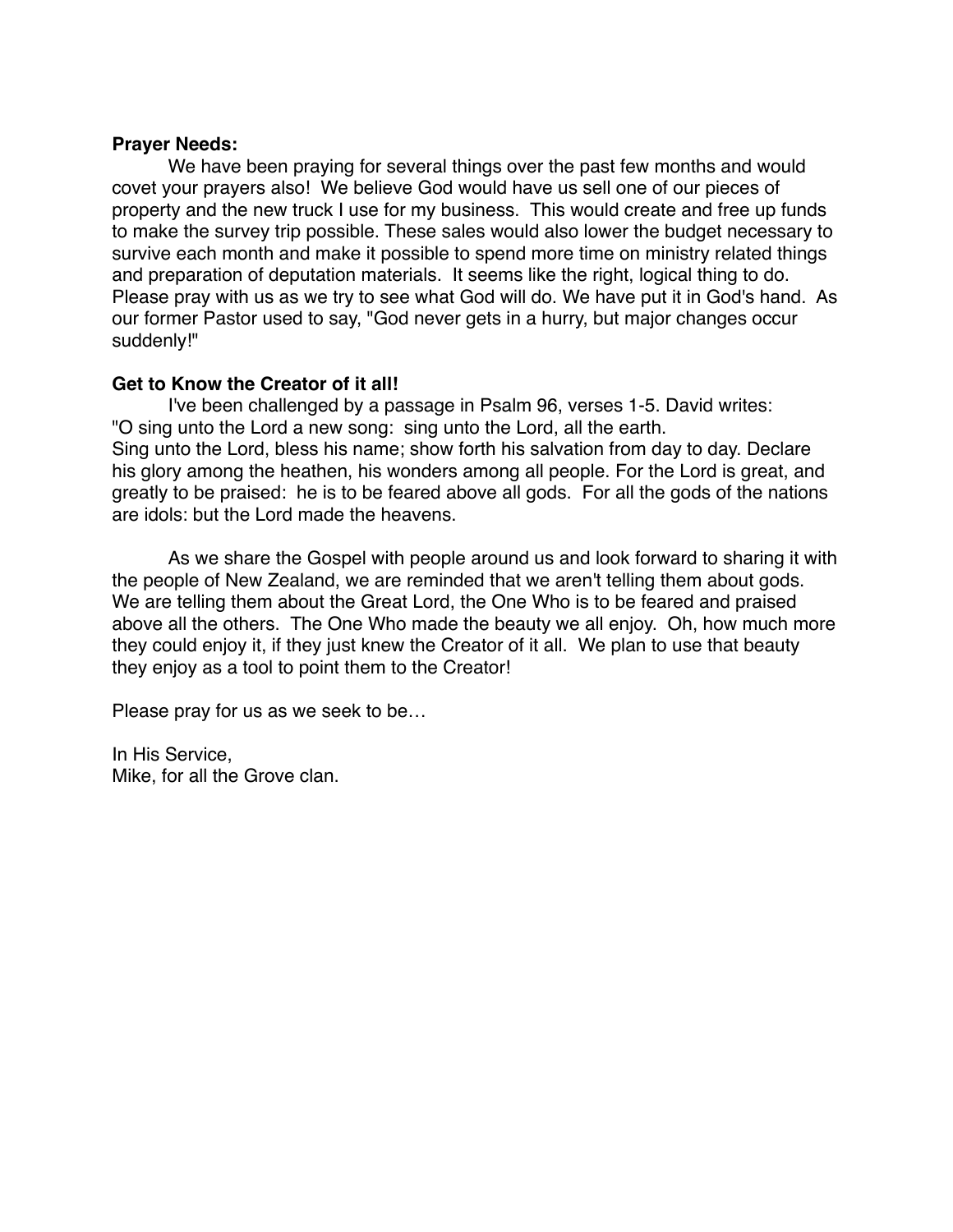**Prayer Needs:**

We have been praying for several things over the past few months and would covet your prayers also! We believe God would have us sell one of our pieces of property and the new truck I use for my business. This would create and free up funds to make the survey trip possible. These sales would also lower the budget necessary to survive each month and make it possible to spend more time on ministry related things and preparation of deputation materials. It seems like the right, logical thing to do. Please pray with us as we try to see what God will do. We have put it in God's hand. As our former Pastor used to say, "God never gets in a hurry, but major changes occur suddenly!"

**Get to Know the Creator of it all!**

I've been challenged by a passage in Psalm 96, verses 1-5. David writes:
"O sing unto the Lord a new song: sing unto the Lord, all the earth.
Sing unto the Lord, bless his name; show forth his salvation from day to day. Declare his glory among the heathen, his wonders among all people. For the Lord is great, and greatly to be praised: he is to be feared above all gods. For all the gods of the nations are idols: but the Lord made the heavens.

As we share the Gospel with people around us and look forward to sharing it with the people of New Zealand, we are reminded that we aren't telling them about gods. We are telling them about the Great Lord, the One Who is to be feared and praised above all the others. The One Who made the beauty we all enjoy. Oh, how much more they could enjoy it, if they just knew the Creator of it all. We plan to use that beauty they enjoy as a tool to point them to the Creator!

Please pray for us as we seek to be…

In His Service,
Mike, for all the Grove clan.